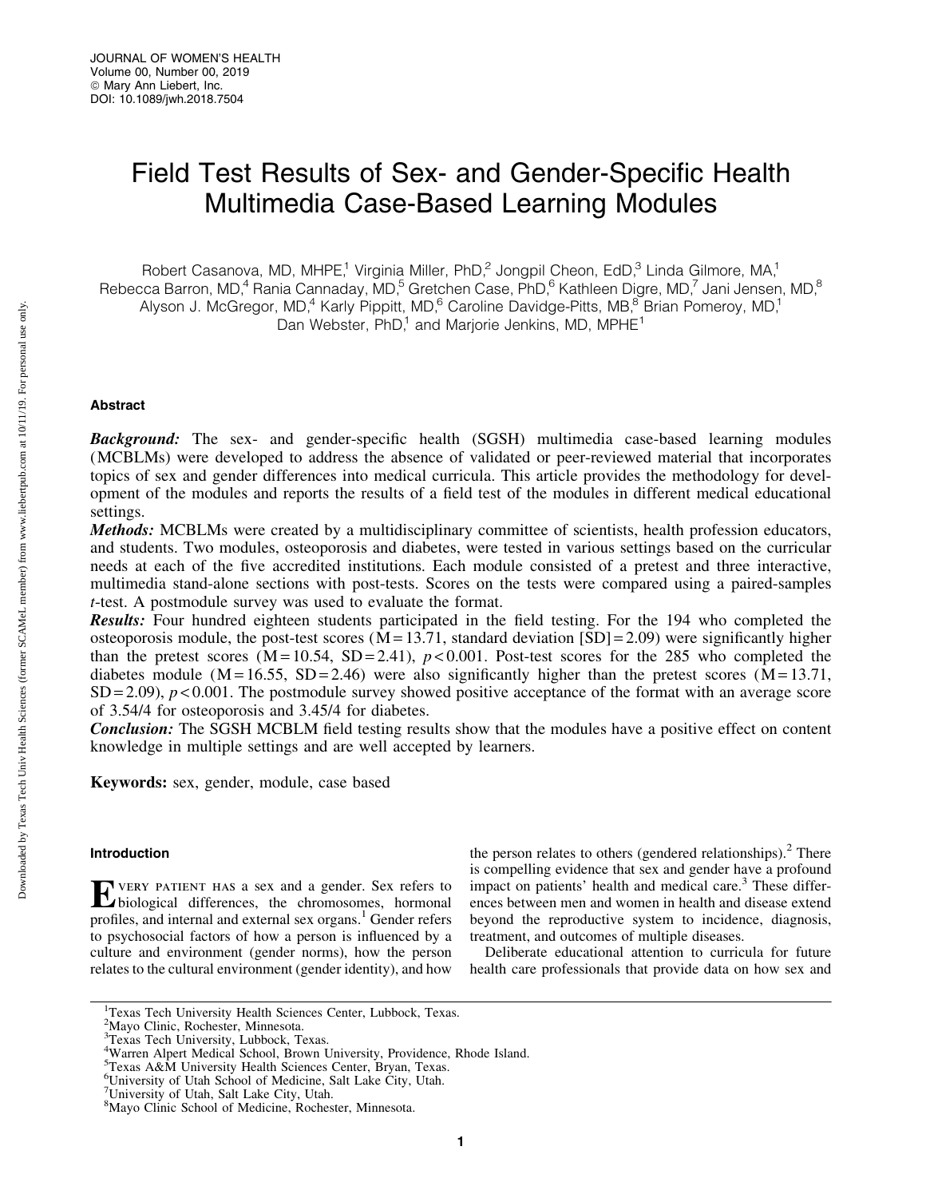# Field Test Results of Sex- and Gender-Specific Health Multimedia Case-Based Learning Modules

Robert Casanova, MD, MHPE,[1] Virginia Miller, PhD,[2] Jongpil Cheon, EdD,[3] Linda Gilmore, MA,[1] Rebecca Barron, MD,[4] Rania Cannaday, MD,[5] Gretchen Case, PhD,[6] Kathleen Digre, MD,[7] Jani Jensen, MD,[8] Alyson J. McGregor, MD,[4] Karly Pippitt, MD,[6] Caroline Davidge-Pitts, MB,[8] Brian Pomeroy, MD,[1] Dan Webster, PhD,[1] and Marjorie Jenkins, MD, MPHE[1]

## Abstract

***Background:*** The sex- and gender-specific health (SGSH) multimedia case-based learning modules (MCBLMs) were developed to address the absence of validated or peer-reviewed material that incorporates topics of sex and gender differences into medical curricula. This article provides the methodology for development of the modules and reports the results of a field test of the modules in different medical educational settings.

***Methods:*** MCBLMs were created by a multidisciplinary committee of scientists, health profession educators, and students. Two modules, osteoporosis and diabetes, were tested in various settings based on the curricular needs at each of the five accredited institutions. Each module consisted of a pretest and three interactive, multimedia stand-alone sections with post-tests. Scores on the tests were compared using a paired-samples *t*-test. A postmodule survey was used to evaluate the format.

***Results:*** Four hundred eighteen students participated in the field testing. For the 194 who completed the osteoporosis module, the post-test scores (M = 13.71, standard deviation [SD] = 2.09) were significantly higher than the pretest scores (M = 10.54, SD = 2.41), $p < 0.001$. Post-test scores for the 285 who completed the diabetes module (M = 16.55, SD = 2.46) were also significantly higher than the pretest scores (M = 13.71, SD = 2.09), $p < 0.001$. The postmodule survey showed positive acceptance of the format with an average score of 3.54/4 for osteoporosis and 3.45/4 for diabetes.

***Conclusion:*** The SGSH MCBLM field testing results show that the modules have a positive effect on content knowledge in multiple settings and are well accepted by learners.

**Keywords:** sex, gender, module, case based

## Introduction

Every patient has a sex and a gender. Sex refers to biological differences, the chromosomes, hormonal profiles, and internal and external sex organs.[1] Gender refers to psychosocial factors of how a person is influenced by a culture and environment (gender norms), how the person relates to the cultural environment (gender identity), and how the person relates to others (gendered relationships).[2] There is compelling evidence that sex and gender have a profound impact on patients' health and medical care.[3] These differences between men and women in health and disease extend beyond the reproductive system to incidence, diagnosis, treatment, and outcomes of multiple diseases.

Deliberate educational attention to curricula for future health care professionals that provide data on how sex and

---

[1]Texas Tech University Health Sciences Center, Lubbock, Texas.
[2]Mayo Clinic, Rochester, Minnesota.
[3]Texas Tech University, Lubbock, Texas.
[4]Warren Alpert Medical School, Brown University, Providence, Rhode Island.
[5]Texas A&M University Health Sciences Center, Bryan, Texas.
[6]University of Utah School of Medicine, Salt Lake City, Utah.
[7]University of Utah, Salt Lake City, Utah.
[8]Mayo Clinic School of Medicine, Rochester, Minnesota.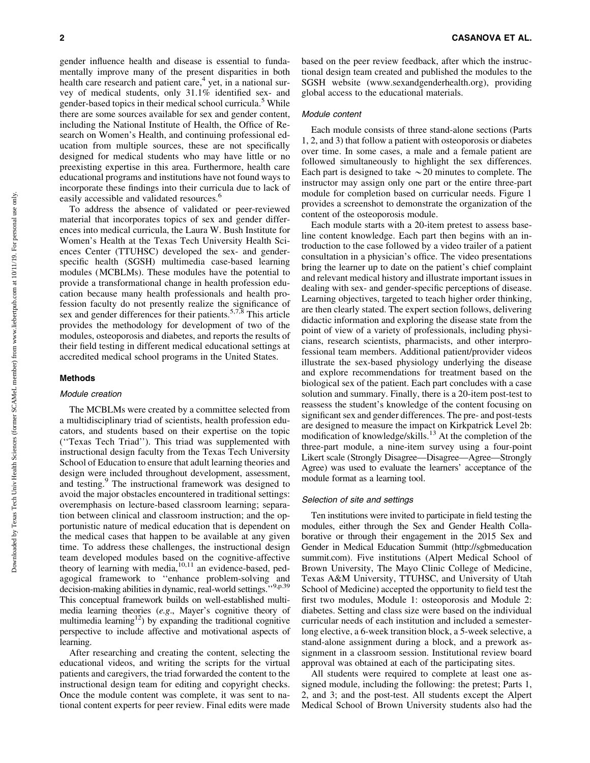gender influence health and disease is essential to fundamentally improve many of the present disparities in both health care research and patient care,[4] yet, in a national survey of medical students, only 31.1% identified sex- and gender-based topics in their medical school curricula.[5] While there are some sources available for sex and gender content, including the National Institute of Health, the Office of Research on Women's Health, and continuing professional education from multiple sources, these are not specifically designed for medical students who may have little or no preexisting expertise in this area. Furthermore, health care educational programs and institutions have not found ways to incorporate these findings into their curricula due to lack of easily accessible and validated resources.[6]

To address the absence of validated or peer-reviewed material that incorporates topics of sex and gender differences into medical curricula, the Laura W. Bush Institute for Women's Health at the Texas Tech University Health Sciences Center (TTUHSC) developed the sex- and gender-specific health (SGSH) multimedia case-based learning modules (MCBLMs). These modules have the potential to provide a transformational change in health profession education because many health professionals and health profession faculty do not presently realize the significance of sex and gender differences for their patients.[5,7,8] This article provides the methodology for development of two of the modules, osteoporosis and diabetes, and reports the results of their field testing in different medical educational settings at accredited medical school programs in the United States.

## Methods

### *Module creation*

The MCBLMs were created by a committee selected from a multidisciplinary triad of scientists, health profession educators, and students based on their expertise on the topic ("Texas Tech Triad"). This triad was supplemented with instructional design faculty from the Texas Tech University School of Education to ensure that adult learning theories and design were included throughout development, assessment, and testing.[9] The instructional framework was designed to avoid the major obstacles encountered in traditional settings: overemphasis on lecture-based classroom learning; separation between clinical and classroom instruction; and the opportunistic nature of medical education that is dependent on the medical cases that happen to be available at any given time. To address these challenges, the instructional design team developed modules based on the cognitive-affective theory of learning with media,[10,11] an evidence-based, pedagogical framework to "enhance problem-solving and decision-making abilities in dynamic, real-world settings."[9,p.39] This conceptual framework builds on well-established multimedia learning theories (*e.g.*, Mayer's cognitive theory of multimedia learning[12]) by expanding the traditional cognitive perspective to include affective and motivational aspects of learning.

After researching and creating the content, selecting the educational videos, and writing the scripts for the virtual patients and caregivers, the triad forwarded the content to the instructional design team for editing and copyright checks. Once the module content was complete, it was sent to national content experts for peer review. Final edits were made based on the peer review feedback, after which the instructional design team created and published the modules to the SGSH website (www.sexandgenderhealth.org), providing global access to the educational materials.

### *Module content*

Each module consists of three stand-alone sections (Parts 1, 2, and 3) that follow a patient with osteoporosis or diabetes over time. In some cases, a male and a female patient are followed simultaneously to highlight the sex differences. Each part is designed to take ~20 minutes to complete. The instructor may assign only one part or the entire three-part module for completion based on curricular needs. Figure 1 provides a screenshot to demonstrate the organization of the content of the osteoporosis module.

Each module starts with a 20-item pretest to assess baseline content knowledge. Each part then begins with an introduction to the case followed by a video trailer of a patient consultation in a physician's office. The video presentations bring the learner up to date on the patient's chief complaint and relevant medical history and illustrate important issues in dealing with sex- and gender-specific perceptions of disease. Learning objectives, targeted to teach higher order thinking, are then clearly stated. The expert section follows, delivering didactic information and exploring the disease state from the point of view of a variety of professionals, including physicians, research scientists, pharmacists, and other interprofessional team members. Additional patient/provider videos illustrate the sex-based physiology underlying the disease and explore recommendations for treatment based on the biological sex of the patient. Each part concludes with a case solution and summary. Finally, there is a 20-item post-test to reassess the student's knowledge of the content focusing on significant sex and gender differences. The pre- and post-tests are designed to measure the impact on Kirkpatrick Level 2b: modification of knowledge/skills.[13] At the completion of the three-part module, a nine-item survey using a four-point Likert scale (Strongly Disagree—Disagree—Agree—Strongly Agree) was used to evaluate the learners' acceptance of the module format as a learning tool.

### *Selection of site and settings*

Ten institutions were invited to participate in field testing the modules, either through the Sex and Gender Health Collaborative or through their engagement in the 2015 Sex and Gender in Medical Education Summit (http://sgbmeducation summit.com). Five institutions (Alpert Medical School of Brown University, The Mayo Clinic College of Medicine, Texas A&M University, TTUHSC, and University of Utah School of Medicine) accepted the opportunity to field test the first two modules, Module 1: osteoporosis and Module 2: diabetes. Setting and class size were based on the individual curricular needs of each institution and included a semester-long elective, a 6-week transition block, a 5-week selective, a stand-alone assignment during a block, and a prework assignment in a classroom session. Institutional review board approval was obtained at each of the participating sites.

All students were required to complete at least one assigned module, including the following: the pretest; Parts 1, 2, and 3; and the post-test. All students except the Alpert Medical School of Brown University students also had the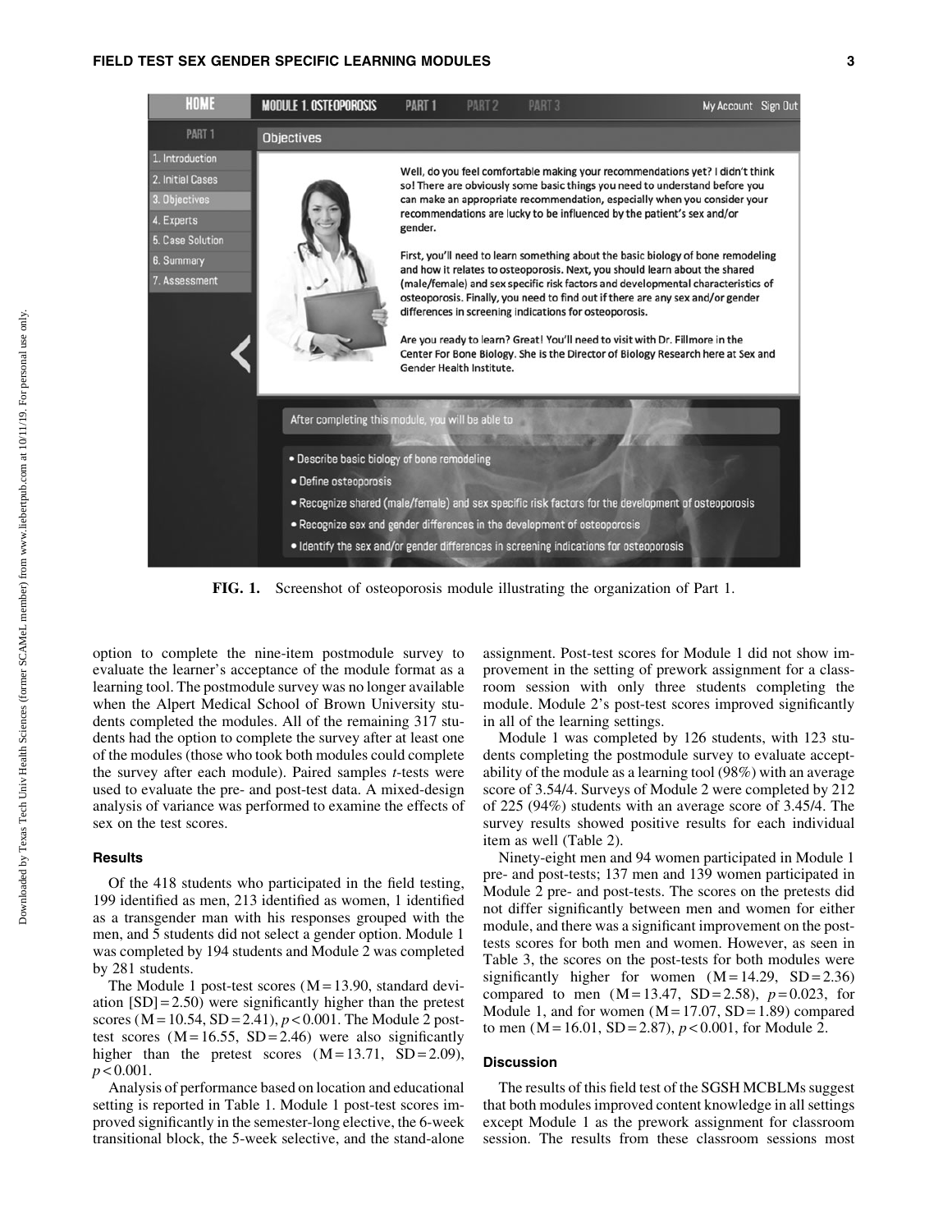FIG. 1. Screenshot of osteoporosis module illustrating the organization of Part 1.

option to complete the nine-item postmodule survey to evaluate the learner's acceptance of the module format as a learning tool. The postmodule survey was no longer available when the Alpert Medical School of Brown University students completed the modules. All of the remaining 317 students had the option to complete the survey after at least one of the modules (those who took both modules could complete the survey after each module). Paired samples *t*-tests were used to evaluate the pre- and post-test data. A mixed-design analysis of variance was performed to examine the effects of sex on the test scores.

### Results

Of the 418 students who participated in the field testing, 199 identified as men, 213 identified as women, 1 identified as a transgender man with his responses grouped with the men, and 5 students did not select a gender option. Module 1 was completed by 194 students and Module 2 was completed by 281 students.

The Module 1 post-test scores (M = 13.90, standard deviation [SD] = 2.50) were significantly higher than the pretest scores (M = 10.54, SD = 2.41), $p < 0.001$. The Module 2 post-test scores (M = 16.55, SD = 2.46) were also significantly higher than the pretest scores (M = 13.71, SD = 2.09), $p < 0.001$.

Analysis of performance based on location and educational setting is reported in Table 1. Module 1 post-test scores improved significantly in the semester-long elective, the 6-week transitional block, the 5-week selective, and the stand-alone assignment. Post-test scores for Module 1 did not show improvement in the setting of prework assignment for a classroom session with only three students completing the module. Module 2's post-test scores improved significantly in all of the learning settings.

Module 1 was completed by 126 students, with 123 students completing the postmodule survey to evaluate acceptability of the module as a learning tool (98%) with an average score of 3.54/4. Surveys of Module 2 were completed by 212 of 225 (94%) students with an average score of 3.45/4. The survey results showed positive results for each individual item as well (Table 2).

Ninety-eight men and 94 women participated in Module 1 pre- and post-tests; 137 men and 139 women participated in Module 2 pre- and post-tests. The scores on the pretests did not differ significantly between men and women for either module, and there was a significant improvement on the post-tests scores for both men and women. However, as seen in Table 3, the scores on the post-tests for both modules were significantly higher for women (M = 14.29, SD = 2.36) compared to men (M = 13.47, SD = 2.58), $p = 0.023$, for Module 1, and for women (M = 17.07, SD = 1.89) compared to men (M = 16.01, SD = 2.87), $p < 0.001$, for Module 2.

### Discussion

The results of this field test of the SGSH MCBLMs suggest that both modules improved content knowledge in all settings except Module 1 as the prework assignment for classroom session. The results from these classroom sessions most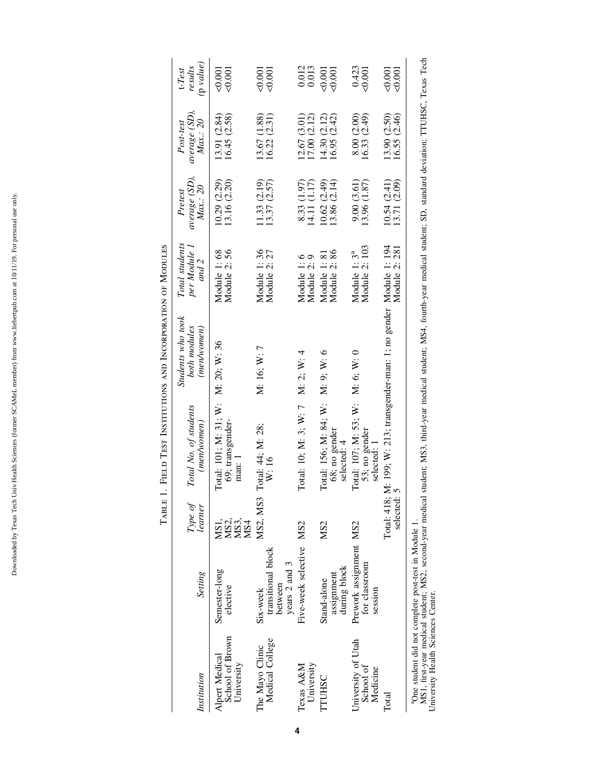Table 1. Field Test Institutions and Incorporation of Modules

| Institution | Setting | Type of learner | Total No. of students (men/women) | Students who took both modules (men/women) | Total students per Module 1 and 2 | Pretest average (SD), Max.: 20 | Post-test average (SD), Max.: 20 | t-Test results (p value) |
|---|---|---|---|---|---|---|---|---|
| Alpert Medical School of Brown University | Semester-long elective | MS1, MS2, MS3, MS4 | Total: 101; M: 31; W: 69; transgender-man: 1 | M: 20; W: 36 | Module 1: 68<br>Module 2: 56 | 10.29 (2.29)<br>13.16 (2.20) | 13.91 (2.84)<br>16.45 (2.58) | <0.001<br><0.001 |
| The Mayo Clinic Medical College | Six-week transitional block between years 2 and 3 | MS2, MS3 | Total: 44; M: 28; W: 16 | M: 16; W: 7 | Module 1: 36<br>Module 2: 27 | 11.33 (2.19)<br>13.37 (2.57) | 13.67 (1.88)<br>16.22 (2.31) | <0.001<br><0.001 |
| Texas A&M University | Five-week selective | MS2 | Total: 10; M: 3; W: 7 | M: 2; W: 4 | Module 1: 6<br>Module 2: 9 | 8.33 (1.97)<br>14.11 (1.17) | 12.67 (3.01)<br>17.00 (2.12) | 0.012<br>0.013 |
| TTUHSC | Stand-alone assignment during block | MS2 | Total: 156; M: 84; W: 68; no gender selected: 4 | M: 9; W: 6 | Module 1: 81<br>Module 2: 86 | 10.62 (2.49)<br>13.86 (2.14) | 14.30 (2.12)<br>16.95 (2.42) | <0.001<br><0.001 |
| University of Utah School of Medicine | Prework assignment for classroom session | MS2 | Total: 107; M: 53; W: 53; no gender selected: 1 | M: 6; W: 0 | Module 1: 3[a]<br>Module 2: 103 | 9.00 (3.61)<br>13.96 (1.87) | 8.00 (2.00)<br>16.33 (2.49) | 0.423<br><0.001 |
| Total | | | Total: 418; M: 199; W: 213; transgender-man: 1; no gender selected: 5 | | Module 1: 194<br>Module 2: 281 | 10.54 (2.41)<br>13.71 (2.09) | 13.90 (2.50)<br>16.55 (2.46) | <0.001<br><0.001 |

[a]One student did not complete post-test in Module 1.

MS1, first-year medical student; MS2, second-year medical student; MS3, third-year medical student; MS4, fourth-year medical student; SD, standard deviation; TTUHSC, Texas Tech University Health Sciences Center.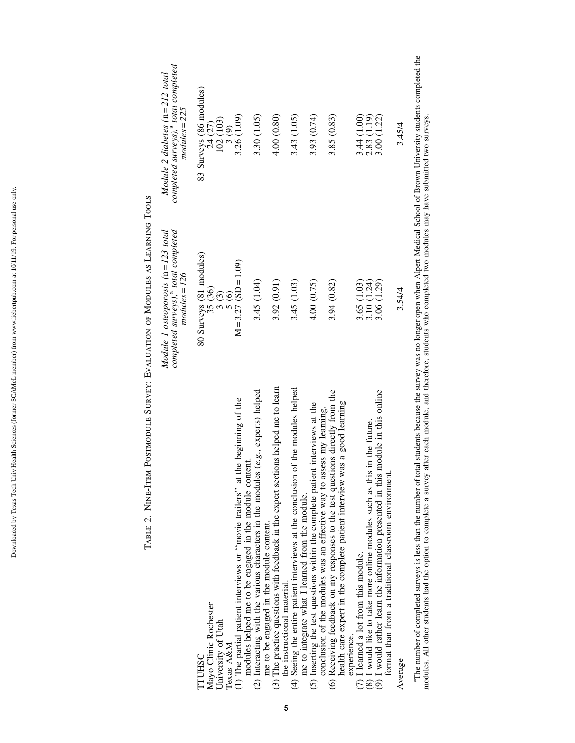Table 2. Nine-Item Postmodule Survey: Evaluation of Modules as Learning Tools

| | *Module 1 osteoporosis (n = 123 total completed surveys),*[a] *total completed modules = 126* | *Module 2 diabetes (n = 212 total completed surveys),*[a] *total completed modules = 225* |
|---|---|---|
| | 80 Surveys (81 modules) | 83 Surveys (86 modules) |
| TTUHSC | 35 (36) | 24 (27) |
| Mayo Clinic Rochester | 3 (3) | 102 (103) |
| University of Utah | 5 (6) | 3 (9) |
| Texas A&M | | |
| (1) The partial patient interviews or "movie trailers" at the beginning of the modules helped me to be engaged in the module content. | M = 3.27 (SD = 1.09) | 3.26 (1.09) |
| (2) Interacting with the various characters in the modules (*e.g.*, experts) helped me to be engaged in the module content. | 3.45 (1.04) | 3.30 (1.05) |
| (3) The practice questions with feedback in the expert sections helped me to learn the instructional material. | 3.92 (0.91) | 4.00 (0.80) |
| (4) Seeing the entire patient interviews at the conclusion of the modules helped me to integrate what I learned from the module. | 3.45 (1.03) | 3.43 (1.05) |
| (5) Inserting the test questions within the complete patient interviews at the conclusion of the modules was an effective way to assess my learning. | 4.00 (0.75) | 3.93 (0.74) |
| (6) Receiving feedback on my responses to the test questions directly from the health care expert in the complete patient interview was a good learning experience. | 3.94 (0.82) | 3.85 (0.83) |
| (7) I learned a lot from this module. | 3.65 (1.03) | 3.44 (1.00) |
| (8) I would like to take more online modules such as this in the future. | 3.10 (1.24) | 2.83 (1.19) |
| (9) I would rather learn the information presented in this module in this online format than from a traditional classroom environment. | 3.06 (1.29) | 3.00 (1.22) |
| Average | 3.54/4 | 3.45/4 |

[a]The number of completed surveys is less than the number of total students because the survey was no longer open when Alpert Medical School of Brown University students completed the modules. All other students had the option to complete a survey after each module, and therefore, students who completed two modules may have submitted two surveys.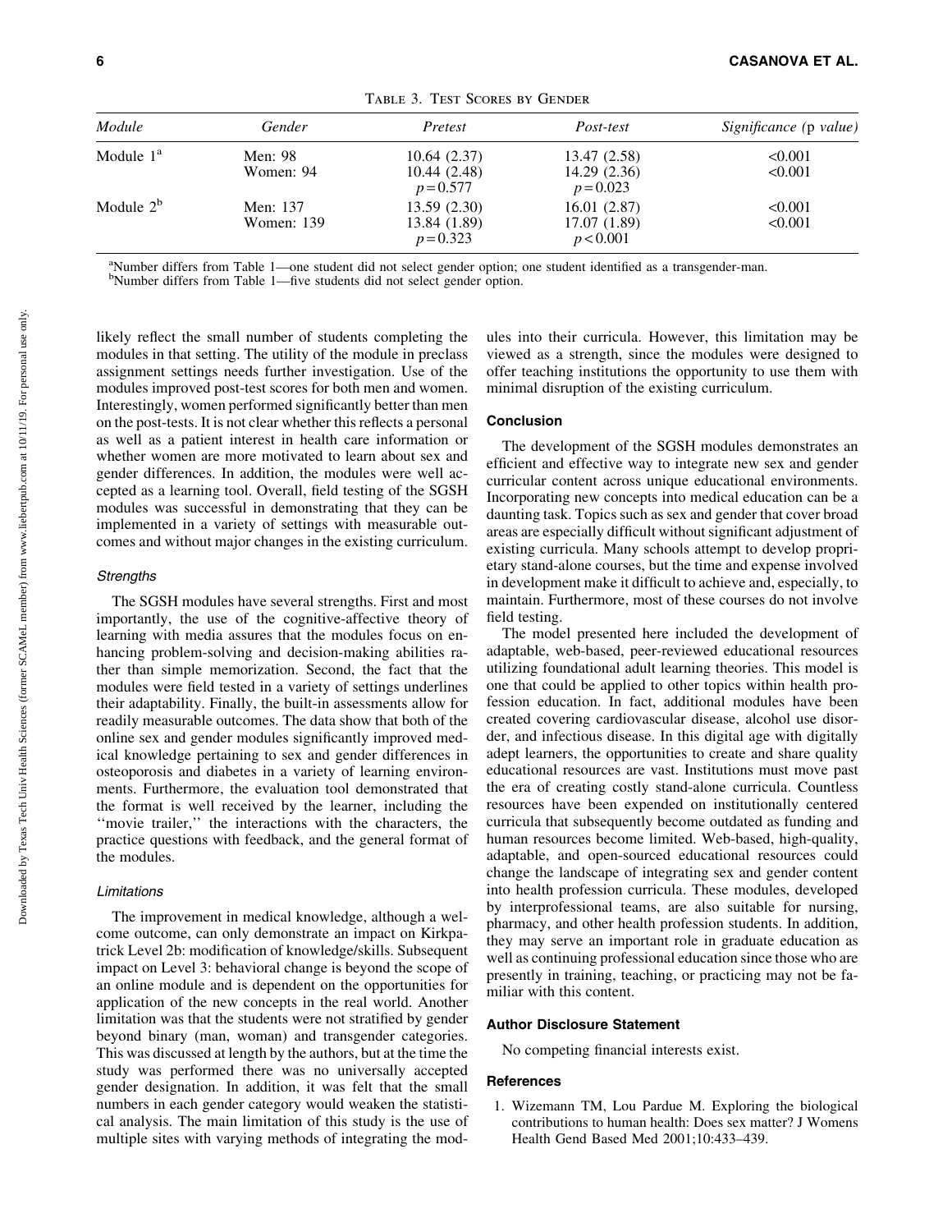Table 3. Test Scores by Gender

| Module | Gender | Pretest | Post-test | Significance (p value) |
|---|---|---|---|---|
| Module 1[a] | Men: 98 | 10.64 (2.37) | 13.47 (2.58) | <0.001 |
| | Women: 94 | 10.44 (2.48) | 14.29 (2.36) | <0.001 |
| | | $p = 0.577$ | $p = 0.023$ | |
| Module 2[b] | Men: 137 | 13.59 (2.30) | 16.01 (2.87) | <0.001 |
| | Women: 139 | 13.84 (1.89) | 17.07 (1.89) | <0.001 |
| | | $p = 0.323$ | $p < 0.001$ | |

[a]Number differs from Table 1—one student did not select gender option; one student identified as a transgender-man.
[b]Number differs from Table 1—five students did not select gender option.

likely reflect the small number of students completing the modules in that setting. The utility of the module in preclass assignment settings needs further investigation. Use of the modules improved post-test scores for both men and women. Interestingly, women performed significantly better than men on the post-tests. It is not clear whether this reflects a personal as well as a patient interest in health care information or whether women are more motivated to learn about sex and gender differences. In addition, the modules were well accepted as a learning tool. Overall, field testing of the SGSH modules was successful in demonstrating that they can be implemented in a variety of settings with measurable outcomes and without major changes in the existing curriculum.

### *Strengths*

The SGSH modules have several strengths. First and most importantly, the use of the cognitive-affective theory of learning with media assures that the modules focus on enhancing problem-solving and decision-making abilities rather than simple memorization. Second, the fact that the modules were field tested in a variety of settings underlines their adaptability. Finally, the built-in assessments allow for readily measurable outcomes. The data show that both of the online sex and gender modules significantly improved medical knowledge pertaining to sex and gender differences in osteoporosis and diabetes in a variety of learning environments. Furthermore, the evaluation tool demonstrated that the format is well received by the learner, including the ''movie trailer,'' the interactions with the characters, the practice questions with feedback, and the general format of the modules.

### *Limitations*

The improvement in medical knowledge, although a welcome outcome, can only demonstrate an impact on Kirkpatrick Level 2b: modification of knowledge/skills. Subsequent impact on Level 3: behavioral change is beyond the scope of an online module and is dependent on the opportunities for application of the new concepts in the real world. Another limitation was that the students were not stratified by gender beyond binary (man, woman) and transgender categories. This was discussed at length by the authors, but at the time the study was performed there was no universally accepted gender designation. In addition, it was felt that the small numbers in each gender category would weaken the statistical analysis. The main limitation of this study is the use of multiple sites with varying methods of integrating the modules into their curricula. However, this limitation may be viewed as a strength, since the modules were designed to offer teaching institutions the opportunity to use them with minimal disruption of the existing curriculum.

## Conclusion

The development of the SGSH modules demonstrates an efficient and effective way to integrate new sex and gender curricular content across unique educational environments. Incorporating new concepts into medical education can be a daunting task. Topics such as sex and gender that cover broad areas are especially difficult without significant adjustment of existing curricula. Many schools attempt to develop proprietary stand-alone courses, but the time and expense involved in development make it difficult to achieve and, especially, to maintain. Furthermore, most of these courses do not involve field testing.

The model presented here included the development of adaptable, web-based, peer-reviewed educational resources utilizing foundational adult learning theories. This model is one that could be applied to other topics within health profession education. In fact, additional modules have been created covering cardiovascular disease, alcohol use disorder, and infectious disease. In this digital age with digitally adept learners, the opportunities to create and share quality educational resources are vast. Institutions must move past the era of creating costly stand-alone curricula. Countless resources have been expended on institutionally centered curricula that subsequently become outdated as funding and human resources become limited. Web-based, high-quality, adaptable, and open-sourced educational resources could change the landscape of integrating sex and gender content into health profession curricula. These modules, developed by interprofessional teams, are also suitable for nursing, pharmacy, and other health profession students. In addition, they may serve an important role in graduate education as well as continuing professional education since those who are presently in training, teaching, or practicing may not be familiar with this content.

## Author Disclosure Statement

No competing financial interests exist.

## References

1. Wizemann TM, Lou Pardue M. Exploring the biological contributions to human health: Does sex matter? J Womens Health Gend Based Med 2001;10:433–439.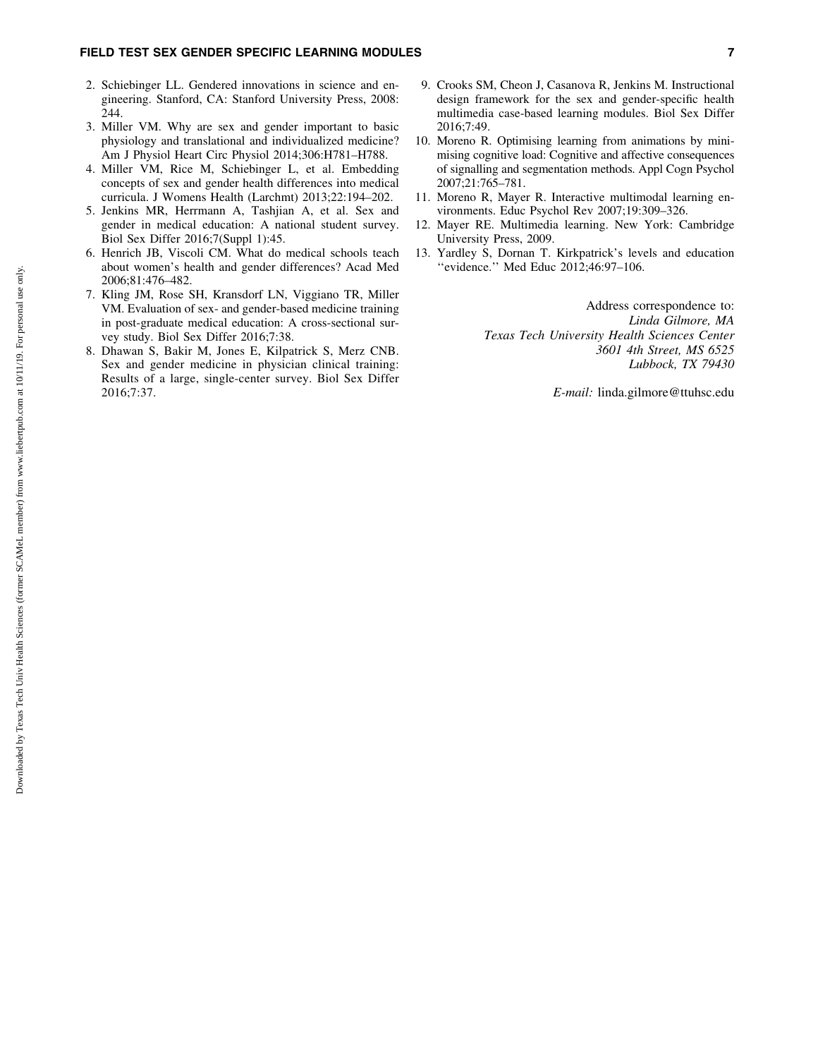2. Schiebinger LL. Gendered innovations in science and engineering. Stanford, CA: Stanford University Press, 2008: 244.
3. Miller VM. Why are sex and gender important to basic physiology and translational and individualized medicine? Am J Physiol Heart Circ Physiol 2014;306:H781–H788.
4. Miller VM, Rice M, Schiebinger L, et al. Embedding concepts of sex and gender health differences into medical curricula. J Womens Health (Larchmt) 2013;22:194–202.
5. Jenkins MR, Herrmann A, Tashjian A, et al. Sex and gender in medical education: A national student survey. Biol Sex Differ 2016;7(Suppl 1):45.
6. Henrich JB, Viscoli CM. What do medical schools teach about women's health and gender differences? Acad Med 2006;81:476–482.
7. Kling JM, Rose SH, Kransdorf LN, Viggiano TR, Miller VM. Evaluation of sex- and gender-based medicine training in post-graduate medical education: A cross-sectional survey study. Biol Sex Differ 2016;7:38.
8. Dhawan S, Bakir M, Jones E, Kilpatrick S, Merz CNB. Sex and gender medicine in physician clinical training: Results of a large, single-center survey. Biol Sex Differ 2016;7:37.
9. Crooks SM, Cheon J, Casanova R, Jenkins M. Instructional design framework for the sex and gender-specific health multimedia case-based learning modules. Biol Sex Differ 2016;7:49.
10. Moreno R. Optimising learning from animations by minimising cognitive load: Cognitive and affective consequences of signalling and segmentation methods. Appl Cogn Psychol 2007;21:765–781.
11. Moreno R, Mayer R. Interactive multimodal learning environments. Educ Psychol Rev 2007;19:309–326.
12. Mayer RE. Multimedia learning. New York: Cambridge University Press, 2009.
13. Yardley S, Dornan T. Kirkpatrick's levels and education "evidence." Med Educ 2012;46:97–106.

Address correspondence to:
*Linda Gilmore, MA*
*Texas Tech University Health Sciences Center*
*3601 4th Street, MS 6525*
*Lubbock, TX 79430*

*E-mail:* linda.gilmore@ttuhsc.edu